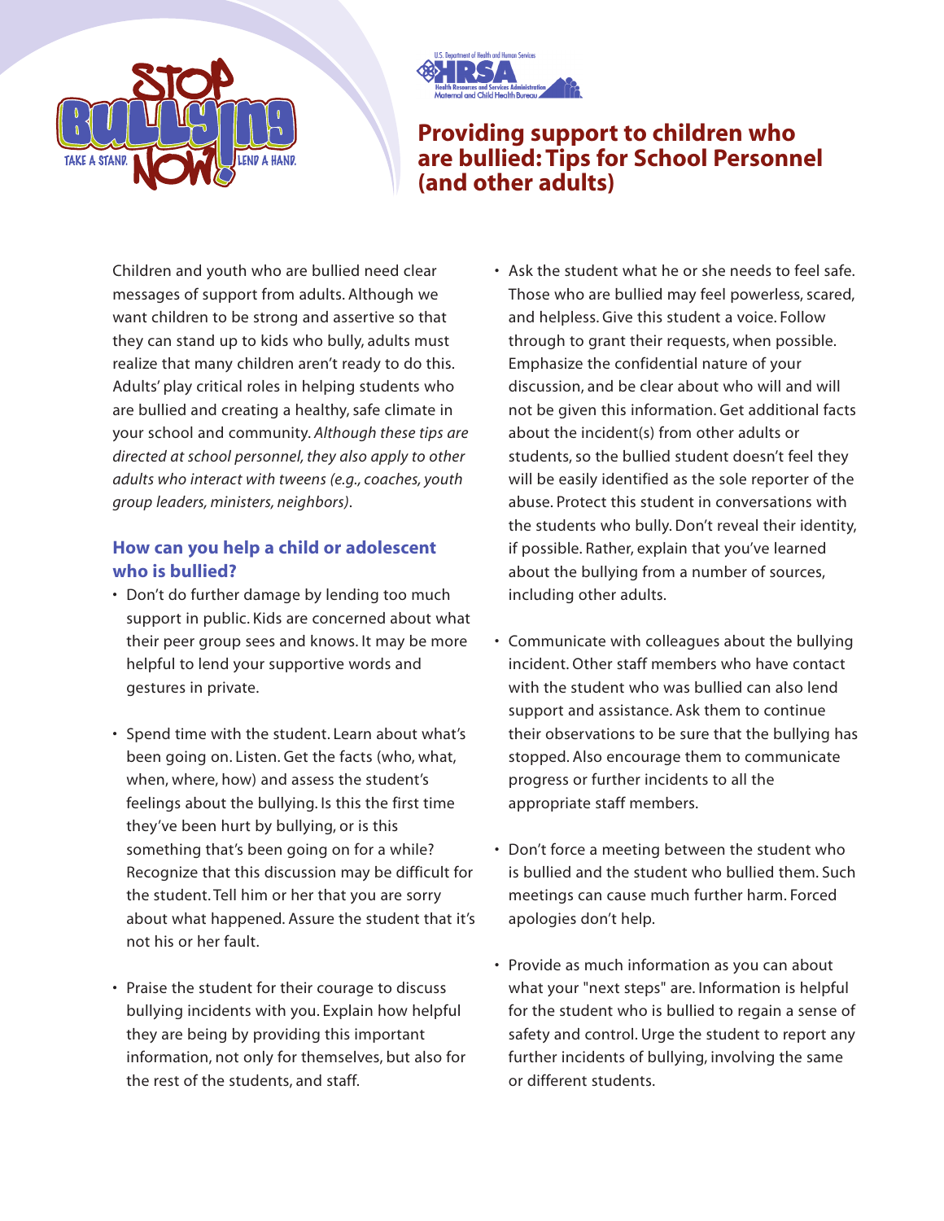STOP BULLYING NOW! TAKE A STAND. LEND A HAND.

U.S. Department of Health and Human Services
HRSA
Health Resources and Services Administration
Maternal and Child Health Bureau

# Providing support to children who are bullied: Tips for School Personnel (and other adults)

Children and youth who are bullied need clear messages of support from adults. Although we want children to be strong and assertive so that they can stand up to kids who bully, adults must realize that many children aren't ready to do this. Adults' play critical roles in helping students who are bullied and creating a healthy, safe climate in your school and community. *Although these tips are directed at school personnel, they also apply to other adults who interact with tweens (e.g., coaches, youth group leaders, ministers, neighbors)*.

## How can you help a child or adolescent who is bullied?

- Don't do further damage by lending too much support in public. Kids are concerned about what their peer group sees and knows. It may be more helpful to lend your supportive words and gestures in private.
- Spend time with the student. Learn about what's been going on. Listen. Get the facts (who, what, when, where, how) and assess the student's feelings about the bullying. Is this the first time they've been hurt by bullying, or is this something that's been going on for a while? Recognize that this discussion may be difficult for the student. Tell him or her that you are sorry about what happened. Assure the student that it's not his or her fault.
- Praise the student for their courage to discuss bullying incidents with you. Explain how helpful they are being by providing this important information, not only for themselves, but also for the rest of the students, and staff.
- Ask the student what he or she needs to feel safe. Those who are bullied may feel powerless, scared, and helpless. Give this student a voice. Follow through to grant their requests, when possible. Emphasize the confidential nature of your discussion, and be clear about who will and will not be given this information. Get additional facts about the incident(s) from other adults or students, so the bullied student doesn't feel they will be easily identified as the sole reporter of the abuse. Protect this student in conversations with the students who bully. Don't reveal their identity, if possible. Rather, explain that you've learned about the bullying from a number of sources, including other adults.
- Communicate with colleagues about the bullying incident. Other staff members who have contact with the student who was bullied can also lend support and assistance. Ask them to continue their observations to be sure that the bullying has stopped. Also encourage them to communicate progress or further incidents to all the appropriate staff members.
- Don't force a meeting between the student who is bullied and the student who bullied them. Such meetings can cause much further harm. Forced apologies don't help.
- Provide as much information as you can about what your "next steps" are. Information is helpful for the student who is bullied to regain a sense of safety and control. Urge the student to report any further incidents of bullying, involving the same or different students.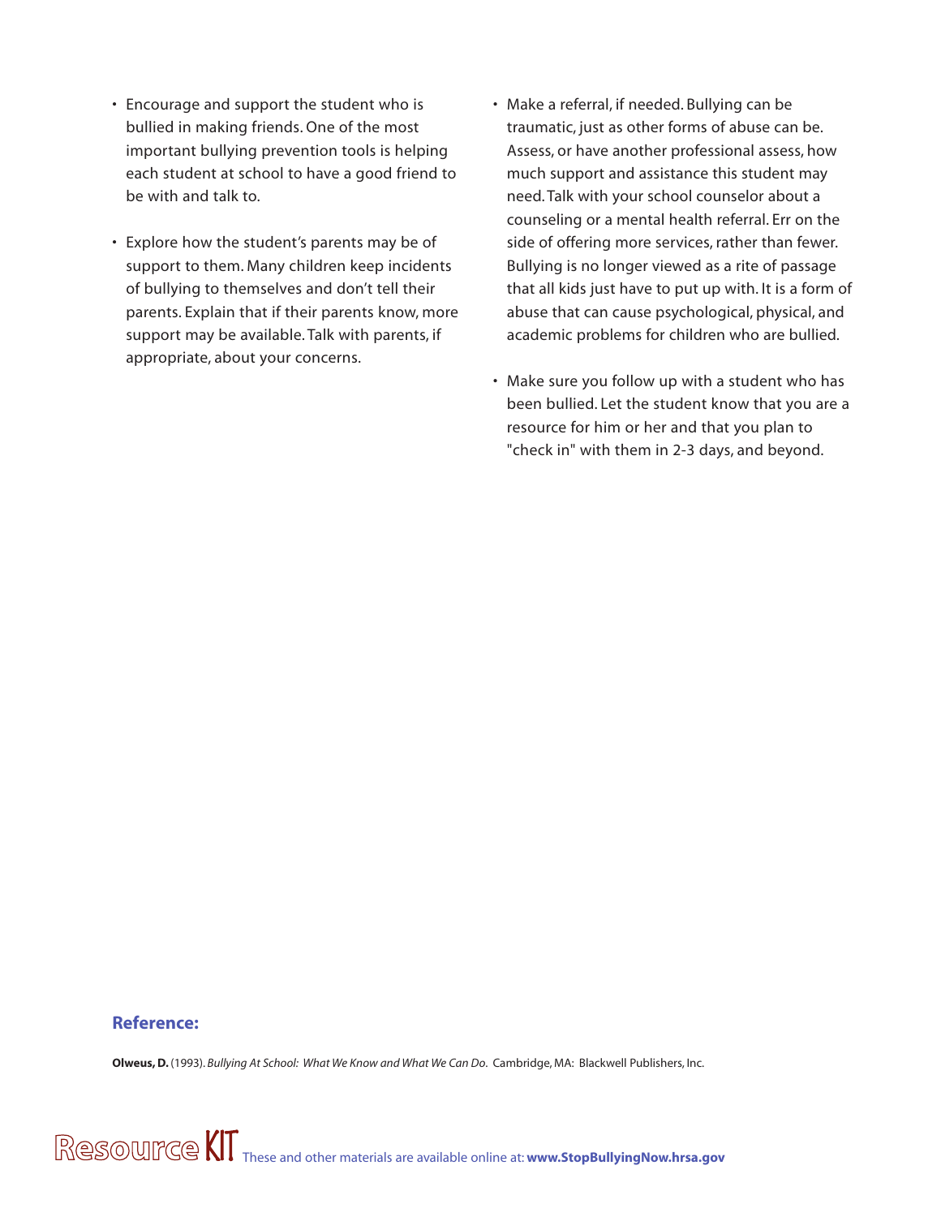- Encourage and support the student who is bullied in making friends. One of the most important bullying prevention tools is helping each student at school to have a good friend to be with and talk to.

- Explore how the student's parents may be of support to them. Many children keep incidents of bullying to themselves and don't tell their parents. Explain that if their parents know, more support may be available. Talk with parents, if appropriate, about your concerns.

- Make a referral, if needed. Bullying can be traumatic, just as other forms of abuse can be. Assess, or have another professional assess, how much support and assistance this student may need. Talk with your school counselor about a counseling or a mental health referral. Err on the side of offering more services, rather than fewer. Bullying is no longer viewed as a rite of passage that all kids just have to put up with. It is a form of abuse that can cause psychological, physical, and academic problems for children who are bullied.

- Make sure you follow up with a student who has been bullied. Let the student know that you are a resource for him or her and that you plan to "check in" with them in 2-3 days, and beyond.

### Reference:

**Olweus, D.** (1993). *Bullying At School: What We Know and What We Can Do.* Cambridge, MA: Blackwell Publishers, Inc.

Resource KIT These and other materials are available online at: **www.StopBullyingNow.hrsa.gov**